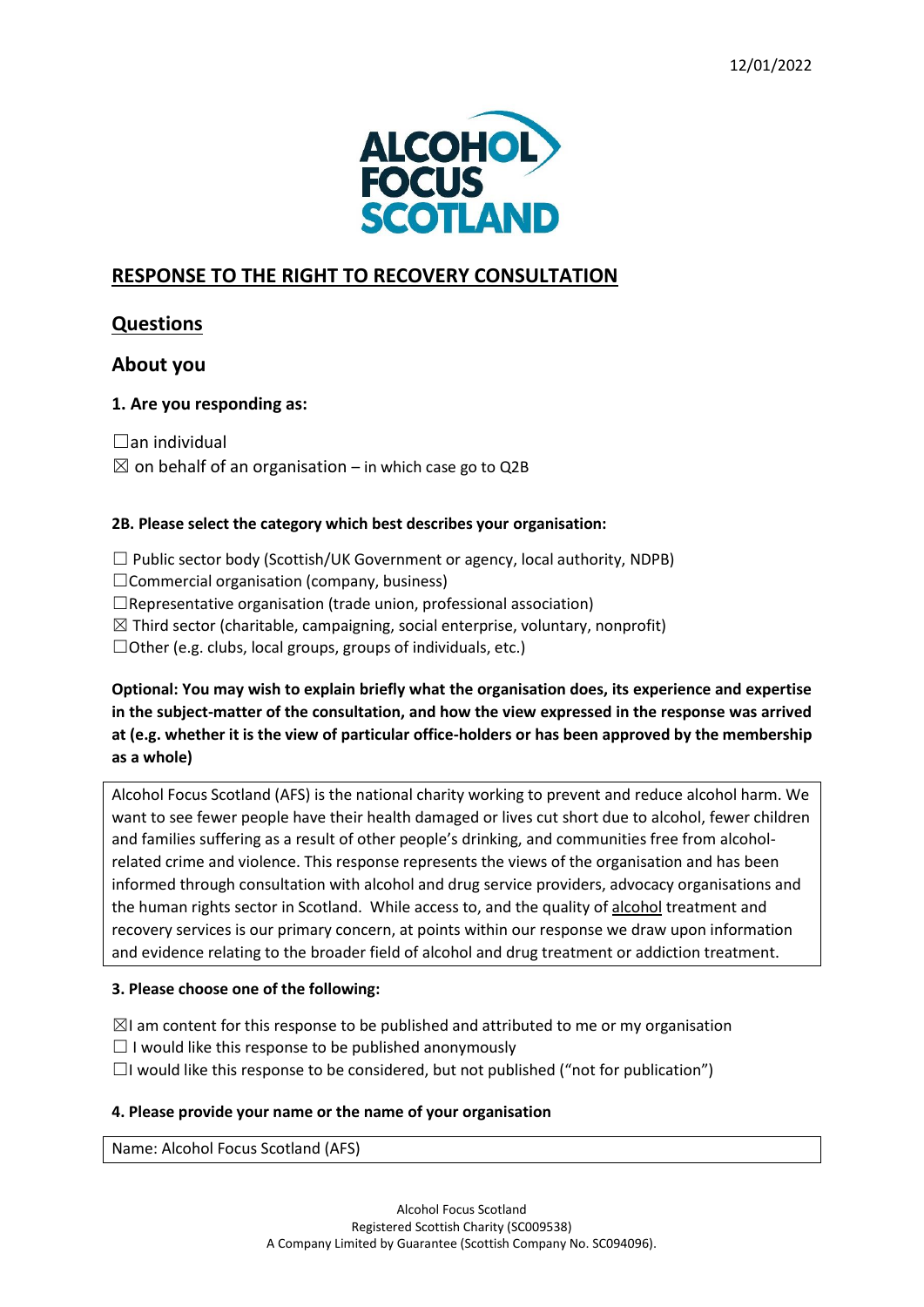12/01/2022

ALCOHOL FOCUS SCOTLAND

# RESPONSE TO THE RIGHT TO RECOVERY CONSULTATION

## Questions

## About you

### 1. Are you responding as:

☐an individual
☒ on behalf of an organisation – in which case go to Q2B

### 2B. Please select the category which best describes your organisation:

☐ Public sector body (Scottish/UK Government or agency, local authority, NDPB)
☐Commercial organisation (company, business)
☐Representative organisation (trade union, professional association)
☒ Third sector (charitable, campaigning, social enterprise, voluntary, nonprofit)
☐Other (e.g. clubs, local groups, groups of individuals, etc.)

**Optional: You may wish to explain briefly what the organisation does, its experience and expertise in the subject-matter of the consultation, and how the view expressed in the response was arrived at (e.g. whether it is the view of particular office-holders or has been approved by the membership as a whole)**

Alcohol Focus Scotland (AFS) is the national charity working to prevent and reduce alcohol harm. We want to see fewer people have their health damaged or lives cut short due to alcohol, fewer children and families suffering as a result of other people's drinking, and communities free from alcohol-related crime and violence. This response represents the views of the organisation and has been informed through consultation with alcohol and drug service providers, advocacy organisations and the human rights sector in Scotland. While access to, and the quality of alcohol treatment and recovery services is our primary concern, at points within our response we draw upon information and evidence relating to the broader field of alcohol and drug treatment or addiction treatment.

### 3. Please choose one of the following:

☒I am content for this response to be published and attributed to me or my organisation
☐ I would like this response to be published anonymously
☐I would like this response to be considered, but not published ("not for publication")

### 4. Please provide your name or the name of your organisation

Name: Alcohol Focus Scotland (AFS)

Alcohol Focus Scotland
Registered Scottish Charity (SC009538)
A Company Limited by Guarantee (Scottish Company No. SC094096).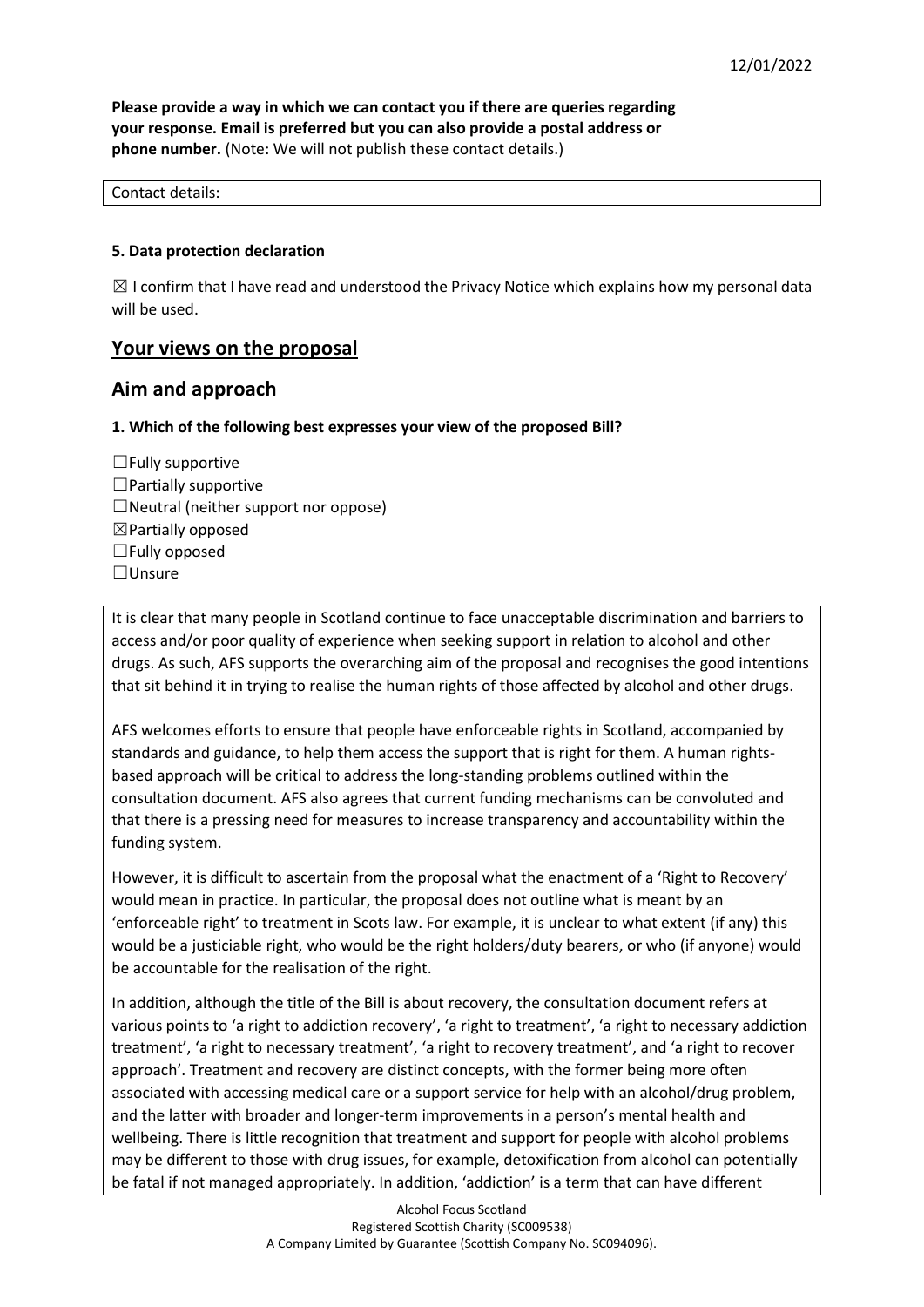**Please provide a way in which we can contact you if there are queries regarding your response. Email is preferred but you can also provide a postal address or phone number.** (Note: We will not publish these contact details.)

Contact details:

**5. Data protection declaration**

☒ I confirm that I have read and understood the Privacy Notice which explains how my personal data will be used.

## Your views on the proposal

## Aim and approach

**1. Which of the following best expresses your view of the proposed Bill?**

☐Fully supportive
☐Partially supportive
☐Neutral (neither support nor oppose)
☒Partially opposed
☐Fully opposed
☐Unsure

It is clear that many people in Scotland continue to face unacceptable discrimination and barriers to access and/or poor quality of experience when seeking support in relation to alcohol and other drugs. As such, AFS supports the overarching aim of the proposal and recognises the good intentions that sit behind it in trying to realise the human rights of those affected by alcohol and other drugs.

AFS welcomes efforts to ensure that people have enforceable rights in Scotland, accompanied by standards and guidance, to help them access the support that is right for them. A human rights-based approach will be critical to address the long-standing problems outlined within the consultation document. AFS also agrees that current funding mechanisms can be convoluted and that there is a pressing need for measures to increase transparency and accountability within the funding system.

However, it is difficult to ascertain from the proposal what the enactment of a 'Right to Recovery' would mean in practice. In particular, the proposal does not outline what is meant by an 'enforceable right' to treatment in Scots law. For example, it is unclear to what extent (if any) this would be a justiciable right, who would be the right holders/duty bearers, or who (if anyone) would be accountable for the realisation of the right.

In addition, although the title of the Bill is about recovery, the consultation document refers at various points to 'a right to addiction recovery', 'a right to treatment', 'a right to necessary addiction treatment', 'a right to necessary treatment', 'a right to recovery treatment', and 'a right to recover approach'. Treatment and recovery are distinct concepts, with the former being more often associated with accessing medical care or a support service for help with an alcohol/drug problem, and the latter with broader and longer-term improvements in a person's mental health and wellbeing. There is little recognition that treatment and support for people with alcohol problems may be different to those with drug issues, for example, detoxification from alcohol can potentially be fatal if not managed appropriately. In addition, 'addiction' is a term that can have different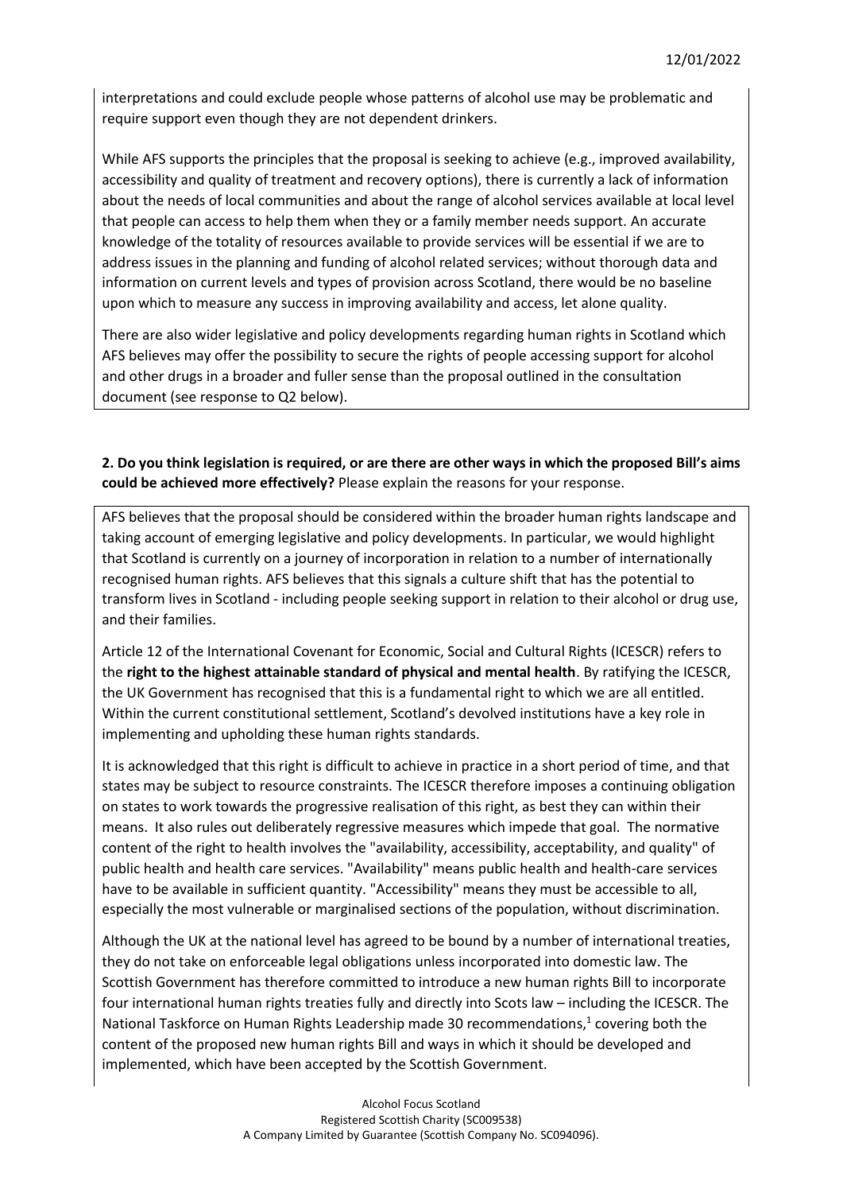interpretations and could exclude people whose patterns of alcohol use may be problematic and require support even though they are not dependent drinkers.

While AFS supports the principles that the proposal is seeking to achieve (e.g., improved availability, accessibility and quality of treatment and recovery options), there is currently a lack of information about the needs of local communities and about the range of alcohol services available at local level that people can access to help them when they or a family member needs support. An accurate knowledge of the totality of resources available to provide services will be essential if we are to address issues in the planning and funding of alcohol related services; without thorough data and information on current levels and types of provision across Scotland, there would be no baseline upon which to measure any success in improving availability and access, let alone quality.

There are also wider legislative and policy developments regarding human rights in Scotland which AFS believes may offer the possibility to secure the rights of people accessing support for alcohol and other drugs in a broader and fuller sense than the proposal outlined in the consultation document (see response to Q2 below).

**2. Do you think legislation is required, or are there are other ways in which the proposed Bill's aims could be achieved more effectively?** Please explain the reasons for your response.

AFS believes that the proposal should be considered within the broader human rights landscape and taking account of emerging legislative and policy developments. In particular, we would highlight that Scotland is currently on a journey of incorporation in relation to a number of internationally recognised human rights. AFS believes that this signals a culture shift that has the potential to transform lives in Scotland - including people seeking support in relation to their alcohol or drug use, and their families.

Article 12 of the International Covenant for Economic, Social and Cultural Rights (ICESCR) refers to the **right to the highest attainable standard of physical and mental health**. By ratifying the ICESCR, the UK Government has recognised that this is a fundamental right to which we are all entitled. Within the current constitutional settlement, Scotland's devolved institutions have a key role in implementing and upholding these human rights standards.

It is acknowledged that this right is difficult to achieve in practice in a short period of time, and that states may be subject to resource constraints. The ICESCR therefore imposes a continuing obligation on states to work towards the progressive realisation of this right, as best they can within their means. It also rules out deliberately regressive measures which impede that goal. The normative content of the right to health involves the "availability, accessibility, acceptability, and quality" of public health and health care services. "Availability" means public health and health-care services have to be available in sufficient quantity. "Accessibility" means they must be accessible to all, especially the most vulnerable or marginalised sections of the population, without discrimination.

Although the UK at the national level has agreed to be bound by a number of international treaties, they do not take on enforceable legal obligations unless incorporated into domestic law. The Scottish Government has therefore committed to introduce a new human rights Bill to incorporate four international human rights treaties fully and directly into Scots law – including the ICESCR. The National Taskforce on Human Rights Leadership made 30 recommendations,[1] covering both the content of the proposed new human rights Bill and ways in which it should be developed and implemented, which have been accepted by the Scottish Government.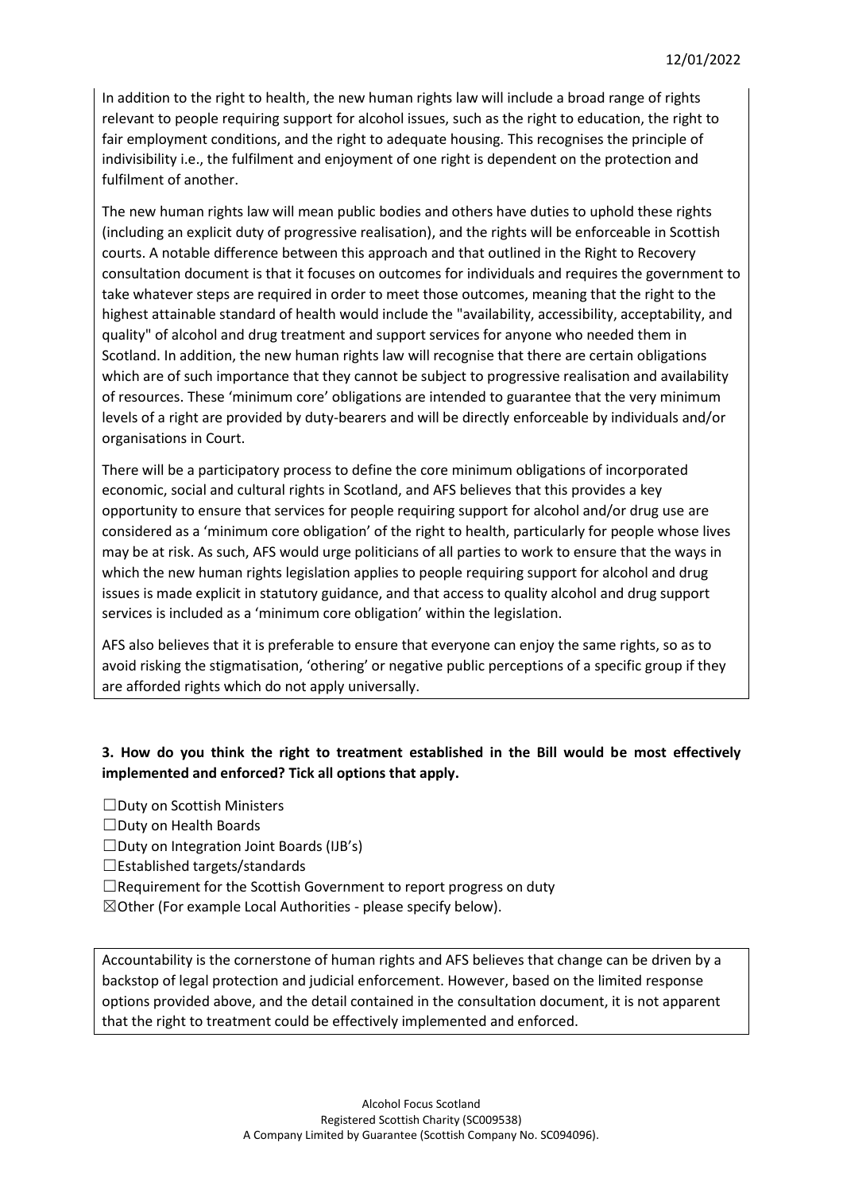In addition to the right to health, the new human rights law will include a broad range of rights relevant to people requiring support for alcohol issues, such as the right to education, the right to fair employment conditions, and the right to adequate housing. This recognises the principle of indivisibility i.e., the fulfilment and enjoyment of one right is dependent on the protection and fulfilment of another.

The new human rights law will mean public bodies and others have duties to uphold these rights (including an explicit duty of progressive realisation), and the rights will be enforceable in Scottish courts. A notable difference between this approach and that outlined in the Right to Recovery consultation document is that it focuses on outcomes for individuals and requires the government to take whatever steps are required in order to meet those outcomes, meaning that the right to the highest attainable standard of health would include the "availability, accessibility, acceptability, and quality" of alcohol and drug treatment and support services for anyone who needed them in Scotland. In addition, the new human rights law will recognise that there are certain obligations which are of such importance that they cannot be subject to progressive realisation and availability of resources. These 'minimum core' obligations are intended to guarantee that the very minimum levels of a right are provided by duty-bearers and will be directly enforceable by individuals and/or organisations in Court.

There will be a participatory process to define the core minimum obligations of incorporated economic, social and cultural rights in Scotland, and AFS believes that this provides a key opportunity to ensure that services for people requiring support for alcohol and/or drug use are considered as a 'minimum core obligation' of the right to health, particularly for people whose lives may be at risk. As such, AFS would urge politicians of all parties to work to ensure that the ways in which the new human rights legislation applies to people requiring support for alcohol and drug issues is made explicit in statutory guidance, and that access to quality alcohol and drug support services is included as a 'minimum core obligation' within the legislation.

AFS also believes that it is preferable to ensure that everyone can enjoy the same rights, so as to avoid risking the stigmatisation, 'othering' or negative public perceptions of a specific group if they are afforded rights which do not apply universally.

**3. How do you think the right to treatment established in the Bill would be most effectively implemented and enforced? Tick all options that apply.**

☐Duty on Scottish Ministers
☐Duty on Health Boards
☐Duty on Integration Joint Boards (IJB's)
☐Established targets/standards
☐Requirement for the Scottish Government to report progress on duty
☒Other (For example Local Authorities - please specify below).

Accountability is the cornerstone of human rights and AFS believes that change can be driven by a backstop of legal protection and judicial enforcement. However, based on the limited response options provided above, and the detail contained in the consultation document, it is not apparent that the right to treatment could be effectively implemented and enforced.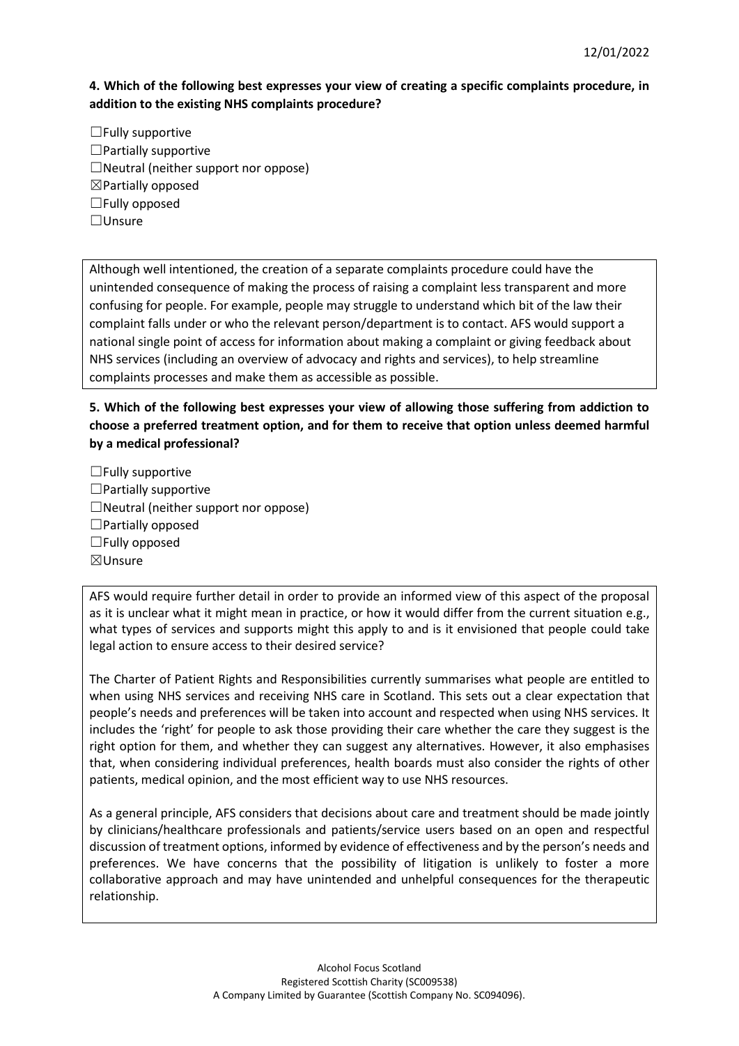**4. Which of the following best expresses your view of creating a specific complaints procedure, in addition to the existing NHS complaints procedure?**

☐Fully supportive
☐Partially supportive
☐Neutral (neither support nor oppose)
☒Partially opposed
☐Fully opposed
☐Unsure

Although well intentioned, the creation of a separate complaints procedure could have the unintended consequence of making the process of raising a complaint less transparent and more confusing for people. For example, people may struggle to understand which bit of the law their complaint falls under or who the relevant person/department is to contact. AFS would support a national single point of access for information about making a complaint or giving feedback about NHS services (including an overview of advocacy and rights and services), to help streamline complaints processes and make them as accessible as possible.

**5. Which of the following best expresses your view of allowing those suffering from addiction to choose a preferred treatment option, and for them to receive that option unless deemed harmful by a medical professional?**

☐Fully supportive
☐Partially supportive
☐Neutral (neither support nor oppose)
☐Partially opposed
☐Fully opposed
☒Unsure

AFS would require further detail in order to provide an informed view of this aspect of the proposal as it is unclear what it might mean in practice, or how it would differ from the current situation e.g., what types of services and supports might this apply to and is it envisioned that people could take legal action to ensure access to their desired service?

The Charter of Patient Rights and Responsibilities currently summarises what people are entitled to when using NHS services and receiving NHS care in Scotland. This sets out a clear expectation that people's needs and preferences will be taken into account and respected when using NHS services. It includes the 'right' for people to ask those providing their care whether the care they suggest is the right option for them, and whether they can suggest any alternatives. However, it also emphasises that, when considering individual preferences, health boards must also consider the rights of other patients, medical opinion, and the most efficient way to use NHS resources.

As a general principle, AFS considers that decisions about care and treatment should be made jointly by clinicians/healthcare professionals and patients/service users based on an open and respectful discussion of treatment options, informed by evidence of effectiveness and by the person's needs and preferences. We have concerns that the possibility of litigation is unlikely to foster a more collaborative approach and may have unintended and unhelpful consequences for the therapeutic relationship.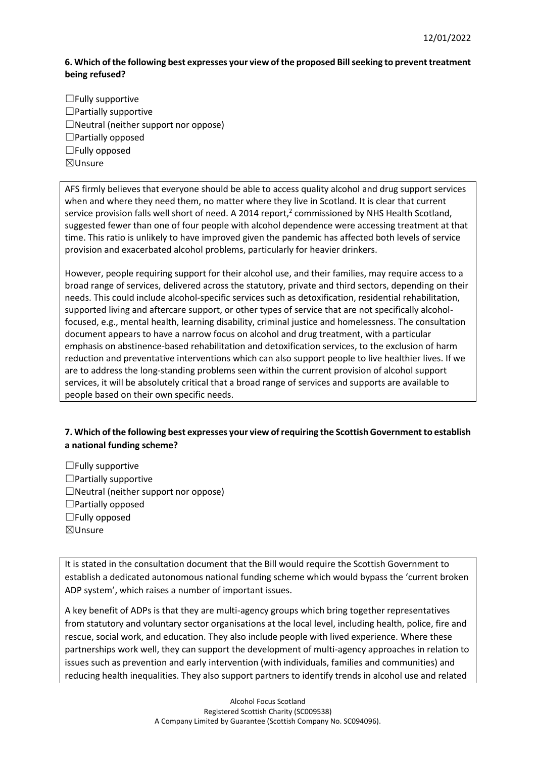**6. Which of the following best expresses your view of the proposed Bill seeking to prevent treatment being refused?**

☐Fully supportive
☐Partially supportive
☐Neutral (neither support nor oppose)
☐Partially opposed
☐Fully opposed
☒Unsure

AFS firmly believes that everyone should be able to access quality alcohol and drug support services when and where they need them, no matter where they live in Scotland. It is clear that current service provision falls well short of need. A 2014 report,[2] commissioned by NHS Health Scotland, suggested fewer than one of four people with alcohol dependence were accessing treatment at that time. This ratio is unlikely to have improved given the pandemic has affected both levels of service provision and exacerbated alcohol problems, particularly for heavier drinkers.

However, people requiring support for their alcohol use, and their families, may require access to a broad range of services, delivered across the statutory, private and third sectors, depending on their needs. This could include alcohol-specific services such as detoxification, residential rehabilitation, supported living and aftercare support, or other types of service that are not specifically alcohol-focused, e.g., mental health, learning disability, criminal justice and homelessness. The consultation document appears to have a narrow focus on alcohol and drug treatment, with a particular emphasis on abstinence-based rehabilitation and detoxification services, to the exclusion of harm reduction and preventative interventions which can also support people to live healthier lives. If we are to address the long-standing problems seen within the current provision of alcohol support services, it will be absolutely critical that a broad range of services and supports are available to people based on their own specific needs.

**7. Which of the following best expresses your view of requiring the Scottish Government to establish a national funding scheme?**

☐Fully supportive
☐Partially supportive
☐Neutral (neither support nor oppose)
☐Partially opposed
☐Fully opposed
☒Unsure

It is stated in the consultation document that the Bill would require the Scottish Government to establish a dedicated autonomous national funding scheme which would bypass the 'current broken ADP system', which raises a number of important issues.

A key benefit of ADPs is that they are multi-agency groups which bring together representatives from statutory and voluntary sector organisations at the local level, including health, police, fire and rescue, social work, and education. They also include people with lived experience. Where these partnerships work well, they can support the development of multi-agency approaches in relation to issues such as prevention and early intervention (with individuals, families and communities) and reducing health inequalities. They also support partners to identify trends in alcohol use and related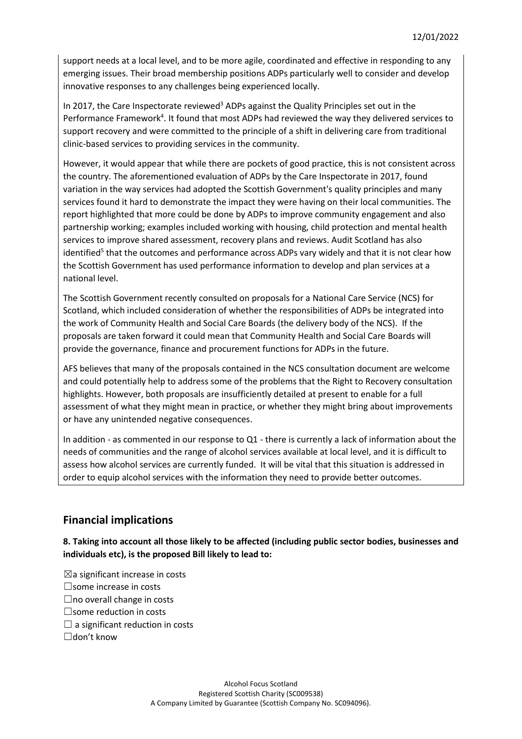support needs at a local level, and to be more agile, coordinated and effective in responding to any emerging issues. Their broad membership positions ADPs particularly well to consider and develop innovative responses to any challenges being experienced locally.

In 2017, the Care Inspectorate reviewed[3] ADPs against the Quality Principles set out in the Performance Framework[4]. It found that most ADPs had reviewed the way they delivered services to support recovery and were committed to the principle of a shift in delivering care from traditional clinic-based services to providing services in the community.

However, it would appear that while there are pockets of good practice, this is not consistent across the country. The aforementioned evaluation of ADPs by the Care Inspectorate in 2017, found variation in the way services had adopted the Scottish Government's quality principles and many services found it hard to demonstrate the impact they were having on their local communities. The report highlighted that more could be done by ADPs to improve community engagement and also partnership working; examples included working with housing, child protection and mental health services to improve shared assessment, recovery plans and reviews. Audit Scotland has also identified[5] that the outcomes and performance across ADPs vary widely and that it is not clear how the Scottish Government has used performance information to develop and plan services at a national level.

The Scottish Government recently consulted on proposals for a National Care Service (NCS) for Scotland, which included consideration of whether the responsibilities of ADPs be integrated into the work of Community Health and Social Care Boards (the delivery body of the NCS). If the proposals are taken forward it could mean that Community Health and Social Care Boards will provide the governance, finance and procurement functions for ADPs in the future.

AFS believes that many of the proposals contained in the NCS consultation document are welcome and could potentially help to address some of the problems that the Right to Recovery consultation highlights. However, both proposals are insufficiently detailed at present to enable for a full assessment of what they might mean in practice, or whether they might bring about improvements or have any unintended negative consequences.

In addition - as commented in our response to Q1 - there is currently a lack of information about the needs of communities and the range of alcohol services available at local level, and it is difficult to assess how alcohol services are currently funded. It will be vital that this situation is addressed in order to equip alcohol services with the information they need to provide better outcomes.

## Financial implications

**8. Taking into account all those likely to be affected (including public sector bodies, businesses and individuals etc), is the proposed Bill likely to lead to:**

☒a significant increase in costs
☐some increase in costs
☐no overall change in costs
☐some reduction in costs
☐ a significant reduction in costs
☐don't know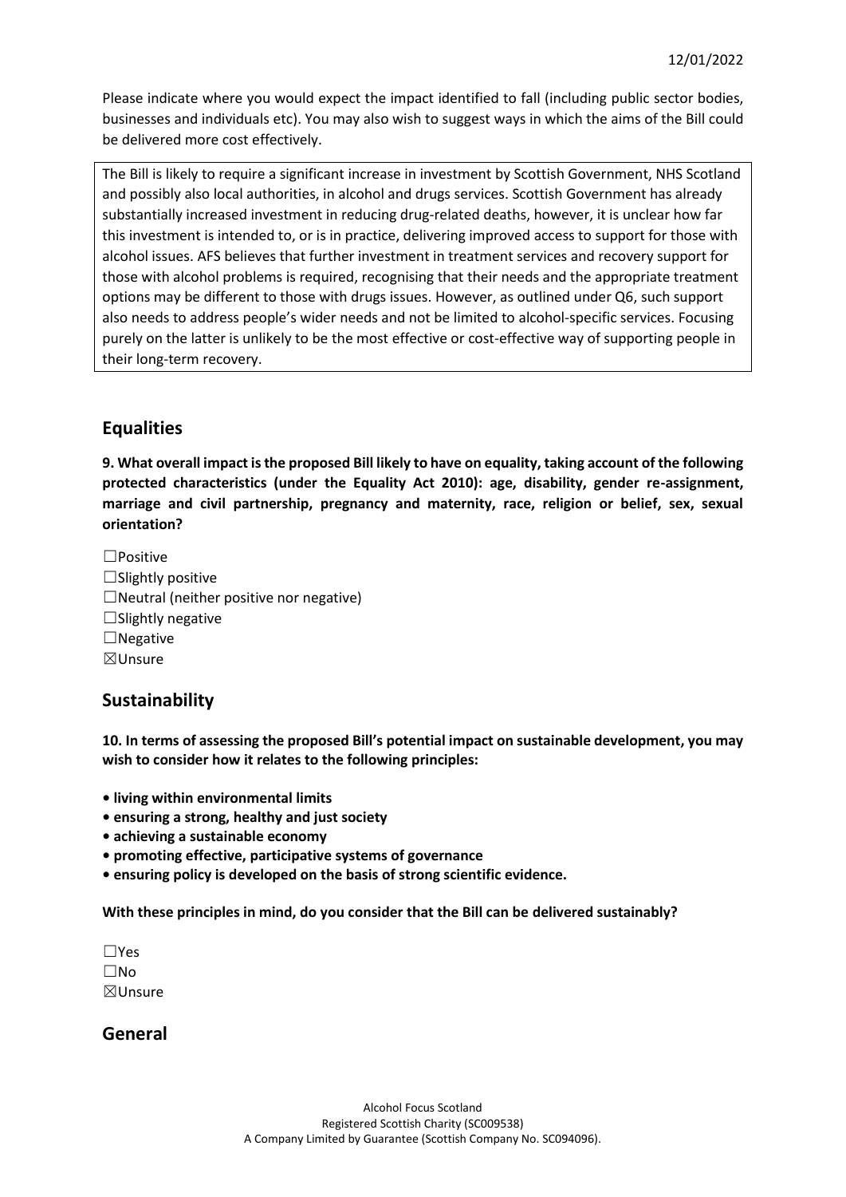Please indicate where you would expect the impact identified to fall (including public sector bodies, businesses and individuals etc). You may also wish to suggest ways in which the aims of the Bill could be delivered more cost effectively.

The Bill is likely to require a significant increase in investment by Scottish Government, NHS Scotland and possibly also local authorities, in alcohol and drugs services. Scottish Government has already substantially increased investment in reducing drug-related deaths, however, it is unclear how far this investment is intended to, or is in practice, delivering improved access to support for those with alcohol issues. AFS believes that further investment in treatment services and recovery support for those with alcohol problems is required, recognising that their needs and the appropriate treatment options may be different to those with drugs issues. However, as outlined under Q6, such support also needs to address people's wider needs and not be limited to alcohol-specific services. Focusing purely on the latter is unlikely to be the most effective or cost-effective way of supporting people in their long-term recovery.

## Equalities

**9. What overall impact is the proposed Bill likely to have on equality, taking account of the following protected characteristics (under the Equality Act 2010): age, disability, gender re-assignment, marriage and civil partnership, pregnancy and maternity, race, religion or belief, sex, sexual orientation?**

☐Positive
☐Slightly positive
☐Neutral (neither positive nor negative)
☐Slightly negative
☐Negative
☒Unsure

## Sustainability

**10. In terms of assessing the proposed Bill's potential impact on sustainable development, you may wish to consider how it relates to the following principles:**

- **living within environmental limits**
- **ensuring a strong, healthy and just society**
- **achieving a sustainable economy**
- **promoting effective, participative systems of governance**
- **ensuring policy is developed on the basis of strong scientific evidence.**

**With these principles in mind, do you consider that the Bill can be delivered sustainably?**

☐Yes
☐No
☒Unsure

## General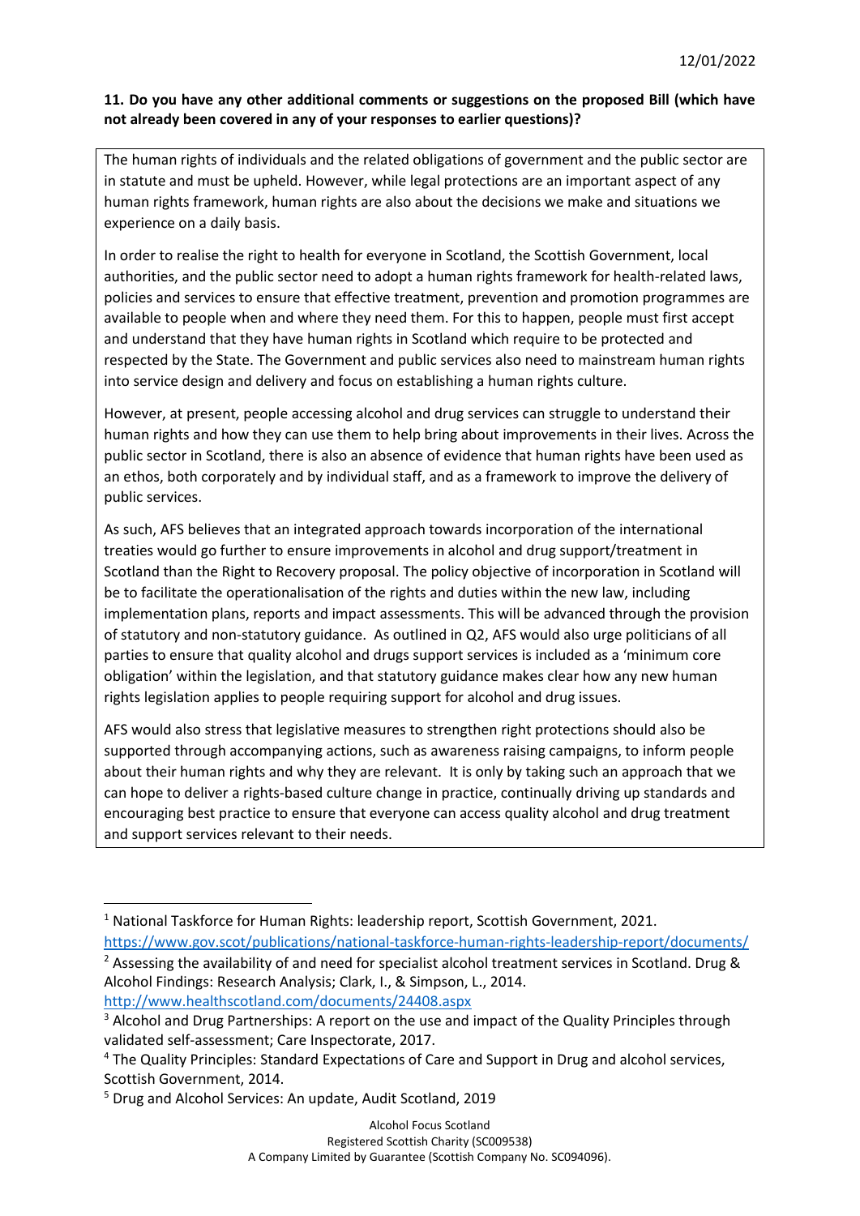**11. Do you have any other additional comments or suggestions on the proposed Bill (which have not already been covered in any of your responses to earlier questions)?**

The human rights of individuals and the related obligations of government and the public sector are in statute and must be upheld. However, while legal protections are an important aspect of any human rights framework, human rights are also about the decisions we make and situations we experience on a daily basis.

In order to realise the right to health for everyone in Scotland, the Scottish Government, local authorities, and the public sector need to adopt a human rights framework for health-related laws, policies and services to ensure that effective treatment, prevention and promotion programmes are available to people when and where they need them. For this to happen, people must first accept and understand that they have human rights in Scotland which require to be protected and respected by the State. The Government and public services also need to mainstream human rights into service design and delivery and focus on establishing a human rights culture.

However, at present, people accessing alcohol and drug services can struggle to understand their human rights and how they can use them to help bring about improvements in their lives. Across the public sector in Scotland, there is also an absence of evidence that human rights have been used as an ethos, both corporately and by individual staff, and as a framework to improve the delivery of public services.

As such, AFS believes that an integrated approach towards incorporation of the international treaties would go further to ensure improvements in alcohol and drug support/treatment in Scotland than the Right to Recovery proposal. The policy objective of incorporation in Scotland will be to facilitate the operationalisation of the rights and duties within the new law, including implementation plans, reports and impact assessments. This will be advanced through the provision of statutory and non-statutory guidance. As outlined in Q2, AFS would also urge politicians of all parties to ensure that quality alcohol and drugs support services is included as a 'minimum core obligation' within the legislation, and that statutory guidance makes clear how any new human rights legislation applies to people requiring support for alcohol and drug issues.

AFS would also stress that legislative measures to strengthen right protections should also be supported through accompanying actions, such as awareness raising campaigns, to inform people about their human rights and why they are relevant. It is only by taking such an approach that we can hope to deliver a rights-based culture change in practice, continually driving up standards and encouraging best practice to ensure that everyone can access quality alcohol and drug treatment and support services relevant to their needs.

---

[1] National Taskforce for Human Rights: leadership report, Scottish Government, 2021. https://www.gov.scot/publications/national-taskforce-human-rights-leadership-report/documents/

[2] Assessing the availability of and need for specialist alcohol treatment services in Scotland. Drug & Alcohol Findings: Research Analysis; Clark, I., & Simpson, L., 2014. http://www.healthscotland.com/documents/24408.aspx

[3] Alcohol and Drug Partnerships: A report on the use and impact of the Quality Principles through validated self-assessment; Care Inspectorate, 2017.

[4] The Quality Principles: Standard Expectations of Care and Support in Drug and alcohol services, Scottish Government, 2014.

[5] Drug and Alcohol Services: An update, Audit Scotland, 2019